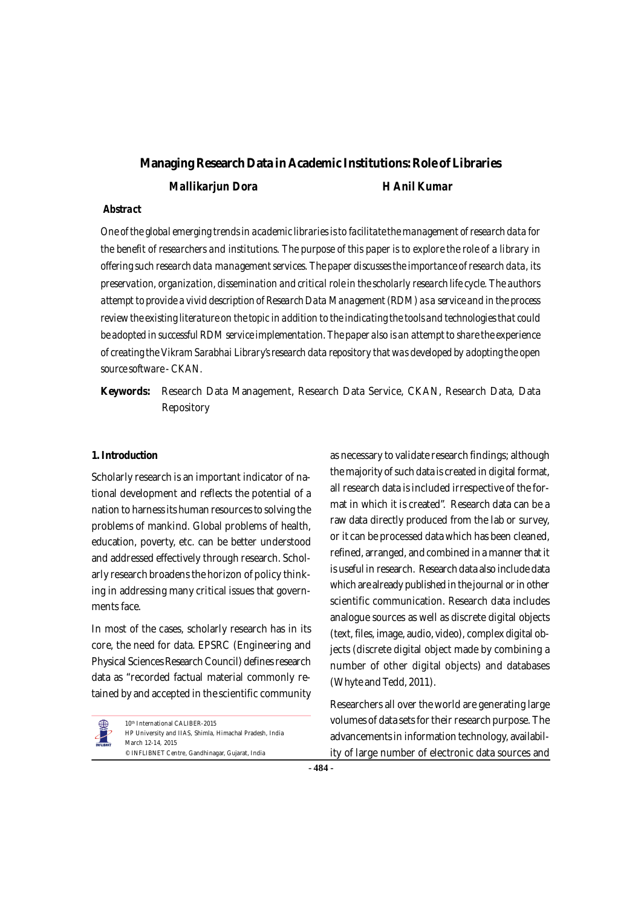# Managing Research Data in Academic Institutions: Role of Libraries

**Mallikarjun Dora** **H Anil Kumar**

### Abstract

*One of the global emerging trends in academic libraries is to facilitate the management of research data for the benefit of researchers and institutions. The purpose of this paper is to explore the role of a library in offering such research data management services. The paper discusses the importance of research data, its preservation, organization, dissemination and critical role in the scholarly research life cycle. The authors attempt to provide a vivid description of Research Data Management (RDM) as a service and in the process review the existing literature on the topic in addition to the indicating the tools and technologies that could be adopted in successful RDM service implementation. The paper also is an attempt to share the experience of creating the Vikram Sarabhai Library's research data repository that was developed by adopting the open source software - CKAN.*

**Keywords:** Research Data Management, Research Data Service, CKAN, Research Data, Data Repository

## 1. Introduction

Scholarly research is an important indicator of national development and reflects the potential of a nation to harness its human resources to solving the problems of mankind. Global problems of health, education, poverty, etc. can be better understood and addressed effectively through research. Scholarly research broadens the horizon of policy thinking in addressing many critical issues that governments face.

In most of the cases, scholarly research has in its core, the need for data. EPSRC (Engineering and Physical Sciences Research Council) defines research data as "recorded factual material commonly retained by and accepted in the scientific community as necessary to validate research findings; although the majority of such data is created in digital format, all research data is included irrespective of the format in which it is created". Research data can be a raw data directly produced from the lab or survey, or it can be processed data which has been cleaned, refined, arranged, and combined in a manner that it is useful in research. Research data also include data which are already published in the journal or in other scientific communication. Research data includes analogue sources as well as discrete digital objects (text, files, image, audio, video), complex digital objects (discrete digital object made by combining a number of other digital objects) and databases (Whyte and Tedd, 2011).

Researchers all over the world are generating large volumes of data sets for their research purpose. The advancements in information technology, availability of large number of electronic data sources and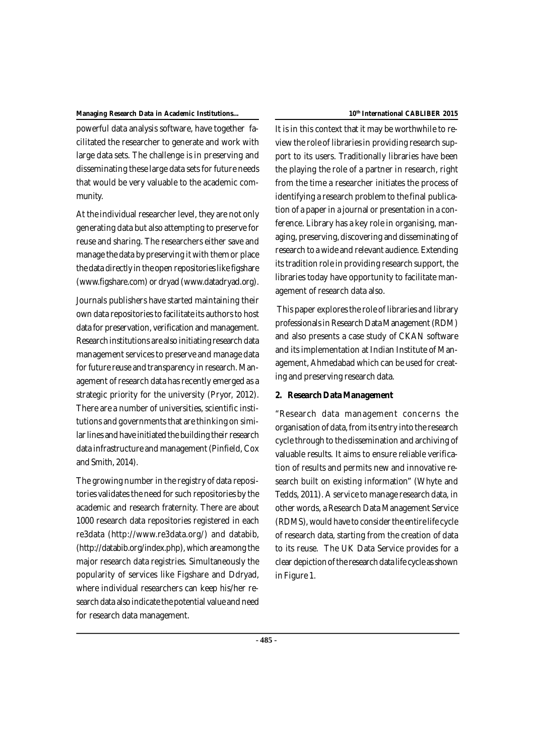powerful data analysis software, have together facilitated the researcher to generate and work with large data sets. The challenge is in preserving and disseminating these large data sets for future needs that would be very valuable to the academic community.

At the individual researcher level, they are not only generating data but also attempting to preserve for reuse and sharing. The researchers either save and manage the data by preserving it with them or place the data directly in the open repositories like figshare (www.figshare.com) or dryad (www.datadryad.org).

Journals publishers have started maintaining their own data repositories to facilitate its authors to host data for preservation, verification and management. Research institutions are also initiating research data management services to preserve and manage data for future reuse and transparency in research. Management of research data has recently emerged as a strategic priority for the university (Pryor, 2012). There are a number of universities, scientific institutions and governments that are thinking on similar lines and have initiated the building their research data infrastructure and management (Pinfield, Cox and Smith, 2014).

The growing number in the registry of data repositories validates the need for such repositories by the academic and research fraternity. There are about 1000 research data repositories registered in each re3data (http://www.re3data.org/) and databib, (http://databib.org/index.php), which are among the major research data registries. Simultaneously the popularity of services like Figshare and Ddryad, where individual researchers can keep his/her research data also indicate the potential value and need for research data management.

It is in this context that it may be worthwhile to review the role of libraries in providing research support to its users. Traditionally libraries have been the playing the role of a partner in research, right from the time a researcher initiates the process of identifying a research problem to the final publication of a paper in a journal or presentation in a conference. Library has a key role in organising, managing, preserving, discovering and disseminating of research to a wide and relevant audience. Extending its tradition role in providing research support, the libraries today have opportunity to facilitate management of research data also.

This paper explores the role of libraries and library professionals in Research Data Management (RDM) and also presents a case study of CKAN software and its implementation at Indian Institute of Management, Ahmedabad which can be used for creating and preserving research data.

## 2. Research Data Management

"Research data management concerns the organisation of data, from its entry into the research cycle through to the dissemination and archiving of valuable results. It aims to ensure reliable verification of results and permits new and innovative research built on existing information" (Whyte and Tedds, 2011). A service to manage research data, in other words, a Research Data Management Service (RDMS), would have to consider the entire life cycle of research data, starting from the creation of data to its reuse. The UK Data Service provides for a clear depiction of the research data life cycle as shown in Figure 1.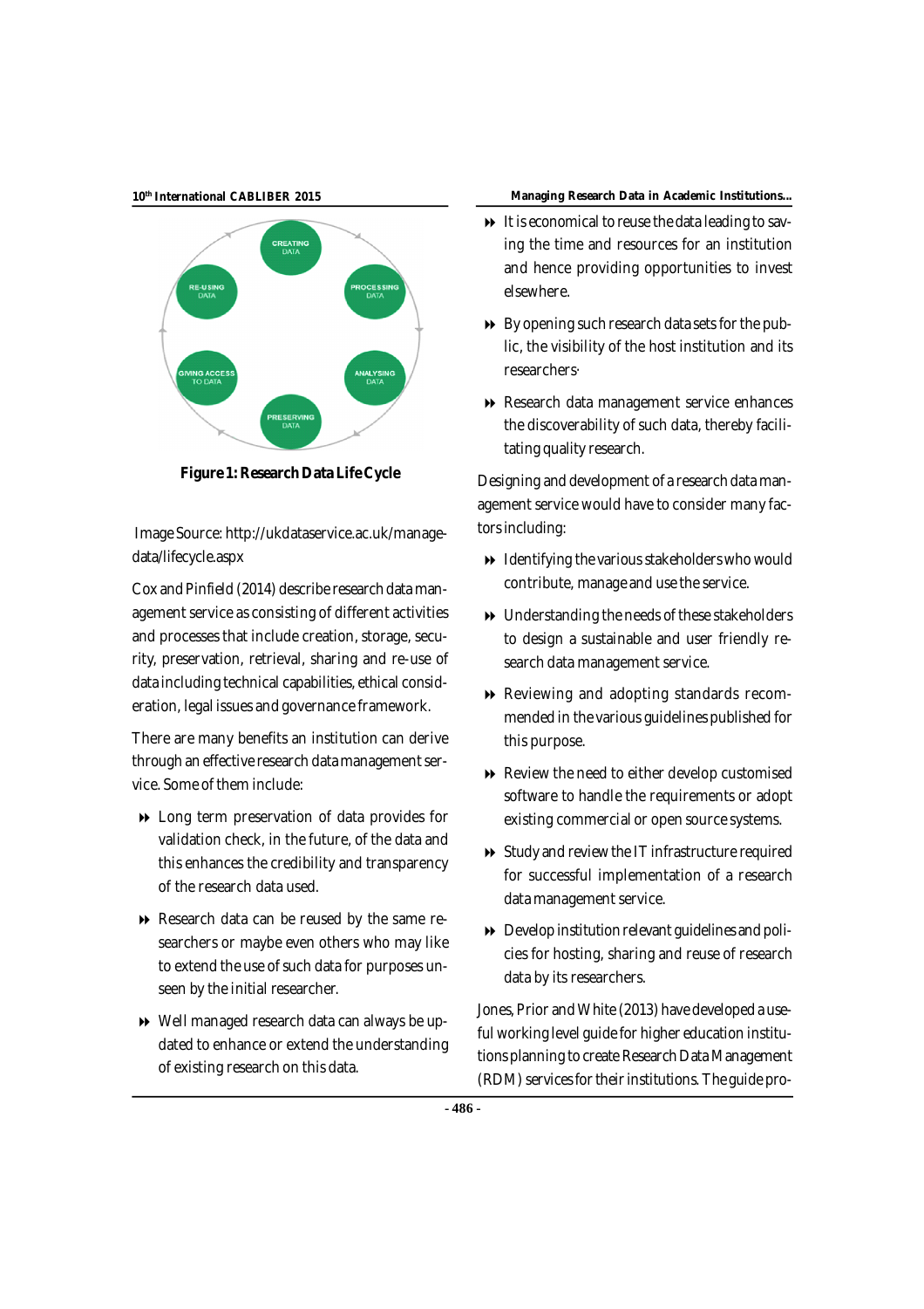Figure 1: Research Data Life Cycle

Image Source: http://ukdataservice.ac.uk/manage-data/lifecycle.aspx

Cox and Pinfield (2014) describe research data management service as consisting of different activities and processes that include creation, storage, security, preservation, retrieval, sharing and re-use of data including technical capabilities, ethical consideration, legal issues and governance framework.

There are many benefits an institution can derive through an effective research data management service. Some of them include:

- Long term preservation of data provides for validation check, in the future, of the data and this enhances the credibility and transparency of the research data used.
- Research data can be reused by the same researchers or maybe even others who may like to extend the use of such data for purposes unseen by the initial researcher.
- Well managed research data can always be updated to enhance or extend the understanding of existing research on this data.
- It is economical to reuse the data leading to saving the time and resources for an institution and hence providing opportunities to invest elsewhere.
- By opening such research data sets for the public, the visibility of the host institution and its researchers·
- Research data management service enhances the discoverability of such data, thereby facilitating quality research.

Designing and development of a research data management service would have to consider many factors including:

- Identifying the various stakeholders who would contribute, manage and use the service.
- Understanding the needs of these stakeholders to design a sustainable and user friendly research data management service.
- Reviewing and adopting standards recommended in the various guidelines published for this purpose.
- Review the need to either develop customised software to handle the requirements or adopt existing commercial or open source systems.
- Study and review the IT infrastructure required for successful implementation of a research data management service.
- Develop institution relevant guidelines and policies for hosting, sharing and reuse of research data by its researchers.

Jones, Prior and White (2013) have developed a useful working level guide for higher education institutions planning to create Research Data Management (RDM) services for their institutions. The guide pro-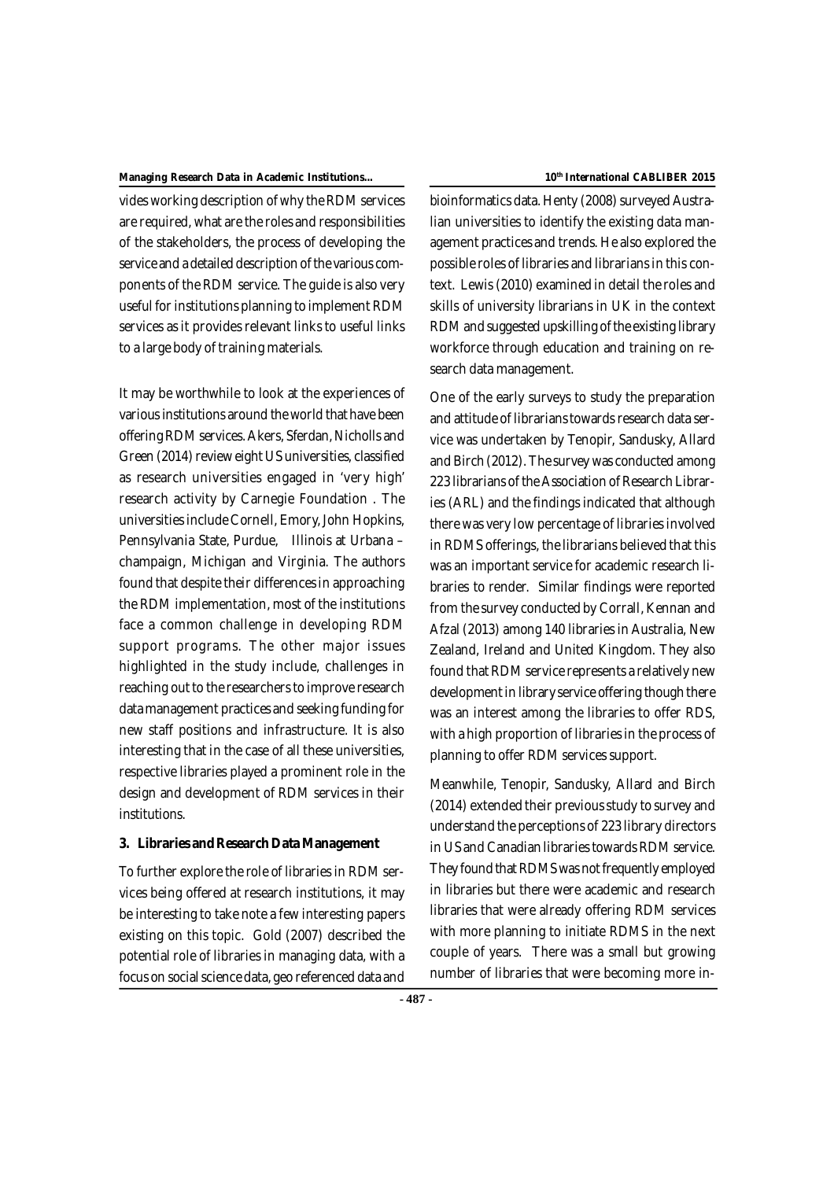vides working description of why the RDM services are required, what are the roles and responsibilities of the stakeholders, the process of developing the service and a detailed description of the various components of the RDM service. The guide is also very useful for institutions planning to implement RDM services as it provides relevant links to useful links to a large body of training materials.

It may be worthwhile to look at the experiences of various institutions around the world that have been offering RDM services. Akers, Sferdan, Nicholls and Green (2014) review eight US universities, classified as research universities engaged in 'very high' research activity by Carnegie Foundation . The universities include Cornell, Emory, John Hopkins, Pennsylvania State, Purdue, Illinois at Urbana – champaign, Michigan and Virginia. The authors found that despite their differences in approaching the RDM implementation, most of the institutions face a common challenge in developing RDM support programs. The other major issues highlighted in the study include, challenges in reaching out to the researchers to improve research data management practices and seeking funding for new staff positions and infrastructure. It is also interesting that in the case of all these universities, respective libraries played a prominent role in the design and development of RDM services in their institutions.

## 3. Libraries and Research Data Management

To further explore the role of libraries in RDM services being offered at research institutions, it may be interesting to take note a few interesting papers existing on this topic. Gold (2007) described the potential role of libraries in managing data, with a focus on social science data, geo referenced data and bioinformatics data. Henty (2008) surveyed Australian universities to identify the existing data management practices and trends. He also explored the possible roles of libraries and librarians in this context. Lewis (2010) examined in detail the roles and skills of university librarians in UK in the context RDM and suggested upskilling of the existing library workforce through education and training on research data management.

One of the early surveys to study the preparation and attitude of librarians towards research data service was undertaken by Tenopir, Sandusky, Allard and Birch (2012). The survey was conducted among 223 librarians of the Association of Research Libraries (ARL) and the findings indicated that although there was very low percentage of libraries involved in RDMS offerings, the librarians believed that this was an important service for academic research libraries to render. Similar findings were reported from the survey conducted by Corrall, Kennan and Afzal (2013) among 140 libraries in Australia, New Zealand, Ireland and United Kingdom. They also found that RDM service represents a relatively new development in library service offering though there was an interest among the libraries to offer RDS, with a high proportion of libraries in the process of planning to offer RDM services support.

Meanwhile, Tenopir, Sandusky, Allard and Birch (2014) extended their previous study to survey and understand the perceptions of 223 library directors in US and Canadian libraries towards RDM service. They found that RDMS was not frequently employed in libraries but there were academic and research libraries that were already offering RDM services with more planning to initiate RDMS in the next couple of years. There was a small but growing number of libraries that were becoming more in-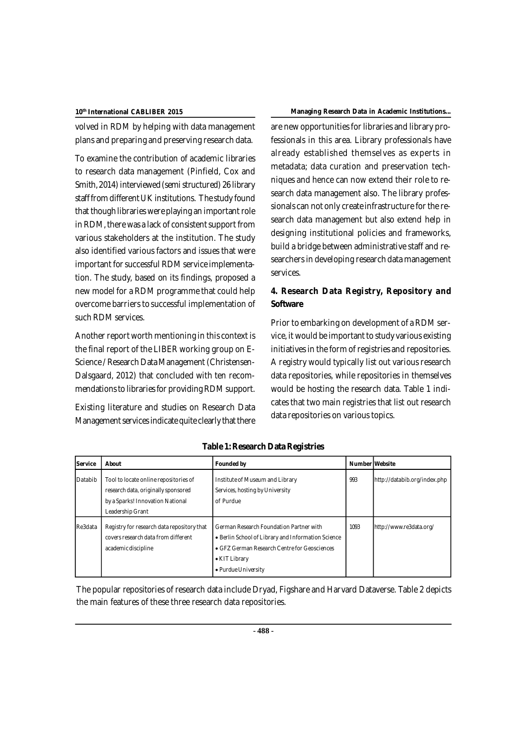volved in RDM by helping with data management plans and preparing and preserving research data.

To examine the contribution of academic libraries to research data management (Pinfield, Cox and Smith, 2014) interviewed (semi structured) 26 library staff from different UK institutions. The study found that though libraries were playing an important role in RDM, there was a lack of consistent support from various stakeholders at the institution. The study also identified various factors and issues that were important for successful RDM service implementation. The study, based on its findings, proposed a new model for a RDM programme that could help overcome barriers to successful implementation of such RDM services.

Another report worth mentioning in this context is the final report of the LIBER working group on E-Science / Research Data Management (Christensen-Dalsgaard, 2012) that concluded with ten recommendations to libraries for providing RDM support.

Existing literature and studies on Research Data Management services indicate quite clearly that there are new opportunities for libraries and library professionals in this area. Library professionals have already established themselves as experts in metadata; data curation and preservation techniques and hence can now extend their role to research data management also. The library professionals can not only create infrastructure for the research data management but also extend help in designing institutional policies and frameworks, build a bridge between administrative staff and researchers in developing research data management services.

## 4. Research Data Registry, Repository and Software

Prior to embarking on development of a RDM service, it would be important to study various existing initiatives in the form of registries and repositories. A registry would typically list out various research data repositories, while repositories in themselves would be hosting the research data. Table 1 indicates that two main registries that list out research data repositories on various topics.

**Table 1: Research Data Registries**

| Service | About | Founded by | Number | Website |
|---|---|---|---|---|
| Databib | Tool to locate online repositories of research data, originally sponsored by a Sparks! Innovation National Leadership Grant | Institute of Museum and Library Services, hosting by University of Purdue | 993 | http://databib.org/index.php |
| Re3data | Registry for research data repository that covers research data from different academic discipline | German Research Foundation Partner with<br>• Berlin School of Library and Information Science<br>• GFZ German Research Centre for Geosciences<br>• KIT Library<br>• Purdue University | 1093 | http://www.re3data.org/ |

The popular repositories of research data include Dryad, Figshare and Harvard Dataverse. Table 2 depicts the main features of these three research data repositories.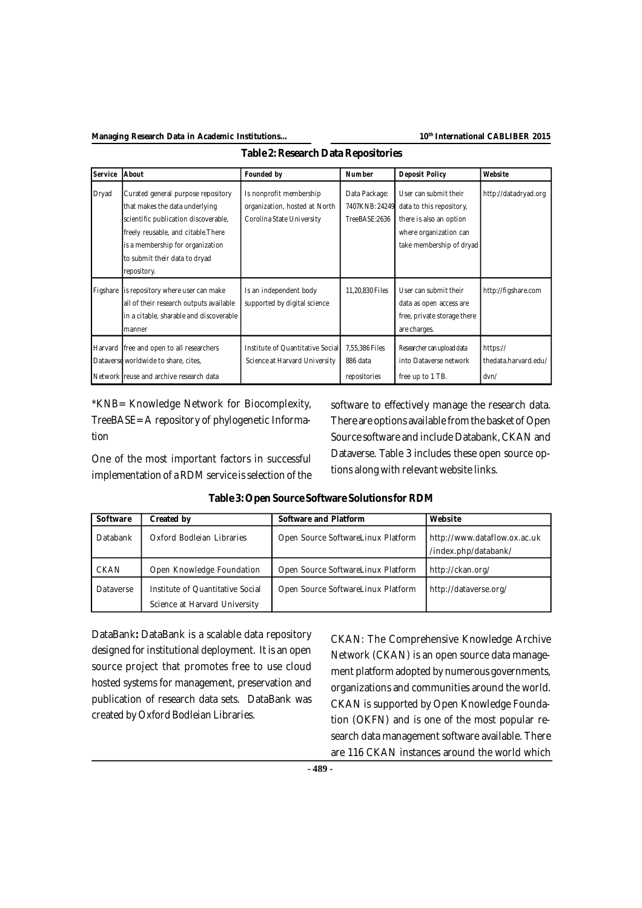**Table 2: Research Data Repositories**

| Service | About | Founded by | Number | Deposit Policy | Website |
|---|---|---|---|---|---|
| Dryad | Curated general purpose repository that makes the data underlying scientific publication discoverable, freely reusable, and citable.There is a membership for organization to submit their data to dryad repository. | Is nonprofit membership organization, hosted at North Corolina State University | Data Package: 7407KNB: 24249 TreeBASE:2636 | User can submit their data to this repository, there is also an option where organization can take membership of dryad | http://datadryad.org |
| Figshare | is repository where user can make all of their research outputs available in a citable, sharable and discoverable manner | Is an independent body supported by digital science | 11,20,830 Files | User can submit their data as open access are free, private storage there are charges. | http://figshare.com |
| Harvard Dataverse Network | free and open to all researchers worldwide to share, cites, reuse and archive research data | Institute of Quantitative Social Science at Harvard University | 7,55,386 Files 886 data repositories | Researcher can upload data into Dataverse network free up to 1 TB. | https://thedata.harvard.edu/dvn/ |

*KNB= Knowledge Network for Biocomplexity, TreeBASE= A repository of phylogenetic Information

One of the most important factors in successful implementation of a RDM service is selection of the software to effectively manage the research data. There are options available from the basket of Open Source software and include Databank, CKAN and Dataverse. Table 3 includes these open source options along with relevant website links.

**Table 3: Open Source Software Solutions for RDM**

| Software | Created by | Software and Platform | Website |
|---|---|---|---|
| Databank | Oxford Bodleian Libraries | Open Source SoftwareLinux Platform | http://www.dataflow.ox.ac.uk/index.php/databank/ |
| CKAN | Open Knowledge Foundation | Open Source SoftwareLinux Platform | http://ckan.org/ |
| Dataverse | Institute of Quantitative Social Science at Harvard University | Open Source SoftwareLinux Platform | http://dataverse.org/ |

DataBank**:** DataBank is a scalable data repository designed for institutional deployment. It is an open source project that promotes free to use cloud hosted systems for management, preservation and publication of research data sets. DataBank was created by Oxford Bodleian Libraries.

CKAN: The Comprehensive Knowledge Archive Network (CKAN) is an open source data management platform adopted by numerous governments, organizations and communities around the world. CKAN is supported by Open Knowledge Foundation (OKFN) and is one of the most popular research data management software available. There are 116 CKAN instances around the world which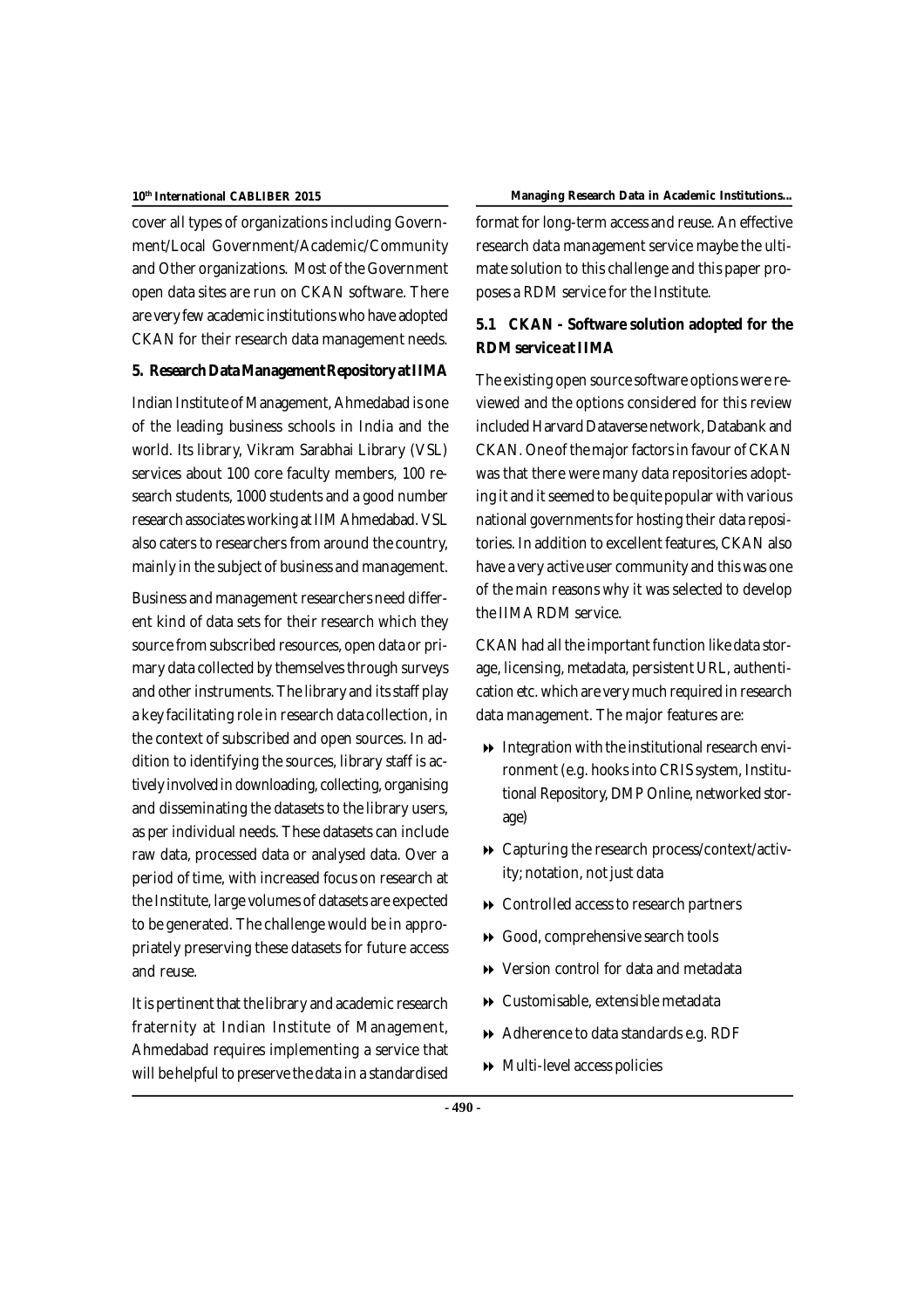cover all types of organizations including Government/Local Government/Academic/Community and Other organizations. Most of the Government open data sites are run on CKAN software. There are very few academic institutions who have adopted CKAN for their research data management needs.

## 5. Research Data Management Repository at IIMA

Indian Institute of Management, Ahmedabad is one of the leading business schools in India and the world. Its library, Vikram Sarabhai Library (VSL) services about 100 core faculty members, 100 research students, 1000 students and a good number research associates working at IIM Ahmedabad. VSL also caters to researchers from around the country, mainly in the subject of business and management.

Business and management researchers need different kind of data sets for their research which they source from subscribed resources, open data or primary data collected by themselves through surveys and other instruments. The library and its staff play a key facilitating role in research data collection, in the context of subscribed and open sources. In addition to identifying the sources, library staff is actively involved in downloading, collecting, organising and disseminating the datasets to the library users, as per individual needs. These datasets can include raw data, processed data or analysed data. Over a period of time, with increased focus on research at the Institute, large volumes of datasets are expected to be generated. The challenge would be in appropriately preserving these datasets for future access and reuse.

It is pertinent that the library and academic research fraternity at Indian Institute of Management, Ahmedabad requires implementing a service that will be helpful to preserve the data in a standardised format for long-term access and reuse. An effective research data management service maybe the ultimate solution to this challenge and this paper proposes a RDM service for the Institute.

### 5.1 CKAN - Software solution adopted for the RDM service at IIMA

The existing open source software options were reviewed and the options considered for this review included Harvard Dataverse network, Databank and CKAN. One of the major factors in favour of CKAN was that there were many data repositories adopting it and it seemed to be quite popular with various national governments for hosting their data repositories. In addition to excellent features, CKAN also have a very active user community and this was one of the main reasons why it was selected to develop the IIMA RDM service.

CKAN had all the important function like data storage, licensing, metadata, persistent URL, authentication etc. which are very much required in research data management. The major features are:

- Integration with the institutional research environment (e.g. hooks into CRIS system, Institutional Repository, DMP Online, networked storage)
- Capturing the research process/context/activity; notation, not just data
- Controlled access to research partners
- Good, comprehensive search tools
- Version control for data and metadata
- Customisable, extensible metadata
- Adherence to data standards e.g. RDF
- Multi-level access policies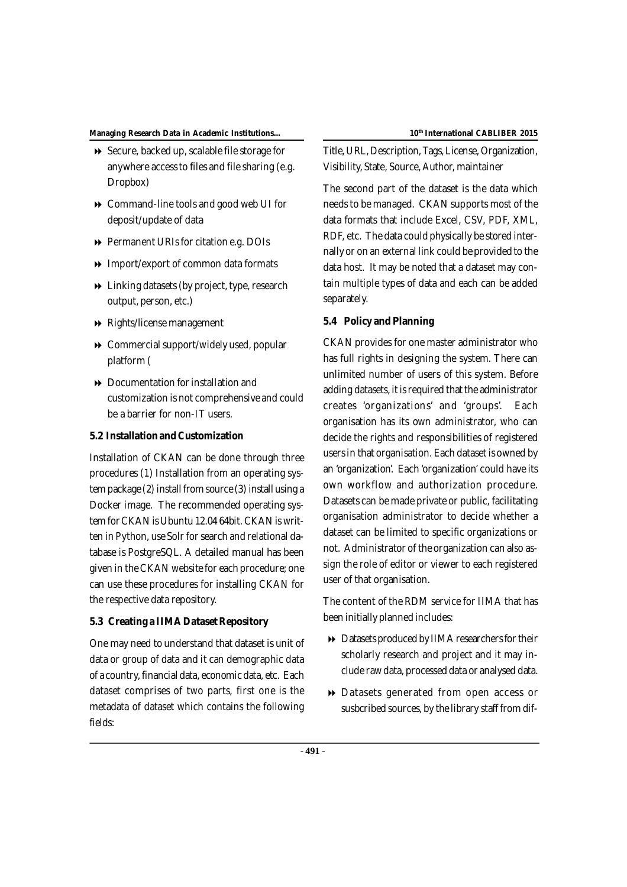- Secure, backed up, scalable file storage for anywhere access to files and file sharing (e.g. Dropbox)
- Command-line tools and good web UI for deposit/update of data
- Permanent URIs for citation e.g. DOIs
- Import/export of common data formats
- Linking datasets (by project, type, research output, person, etc.)
- Rights/license management
- Commercial support/widely used, popular platform (
- Documentation for installation and customization is not comprehensive and could be a barrier for non-IT users.

### 5.2 Installation and Customization

Installation of CKAN can be done through three procedures (1) Installation from an operating system package (2) install from source (3) install using a Docker image. The recommended operating system for CKAN is Ubuntu 12.04 64bit. CKAN is written in Python, use Solr for search and relational database is PostgreSQL. A detailed manual has been given in the CKAN website for each procedure; one can use these procedures for installing CKAN for the respective data repository.

### 5.3 Creating a IIMA Dataset Repository

One may need to understand that dataset is unit of data or group of data and it can demographic data of a country, financial data, economic data, etc. Each dataset comprises of two parts, first one is the metadata of dataset which contains the following fields:

Title, URL, Description, Tags, License, Organization, Visibility, State, Source, Author, maintainer

The second part of the dataset is the data which needs to be managed. CKAN supports most of the data formats that include Excel, CSV, PDF, XML, RDF, etc. The data could physically be stored internally or on an external link could be provided to the data host. It may be noted that a dataset may contain multiple types of data and each can be added separately.

### 5.4 Policy and Planning

CKAN provides for one master administrator who has full rights in designing the system. There can unlimited number of users of this system. Before adding datasets, it is required that the administrator creates 'organizations' and 'groups'. Each organisation has its own administrator, who can decide the rights and responsibilities of registered users in that organisation. Each dataset is owned by an 'organization'. Each 'organization' could have its own workflow and authorization procedure. Datasets can be made private or public, facilitating organisation administrator to decide whether a dataset can be limited to specific organizations or not. Administrator of the organization can also assign the role of editor or viewer to each registered user of that organisation.

The content of the RDM service for IIMA that has been initially planned includes:

- Datasets produced by IIMA researchers for their scholarly research and project and it may include raw data, processed data or analysed data.
- Datasets generated from open access or susbcribed sources, by the library staff from dif-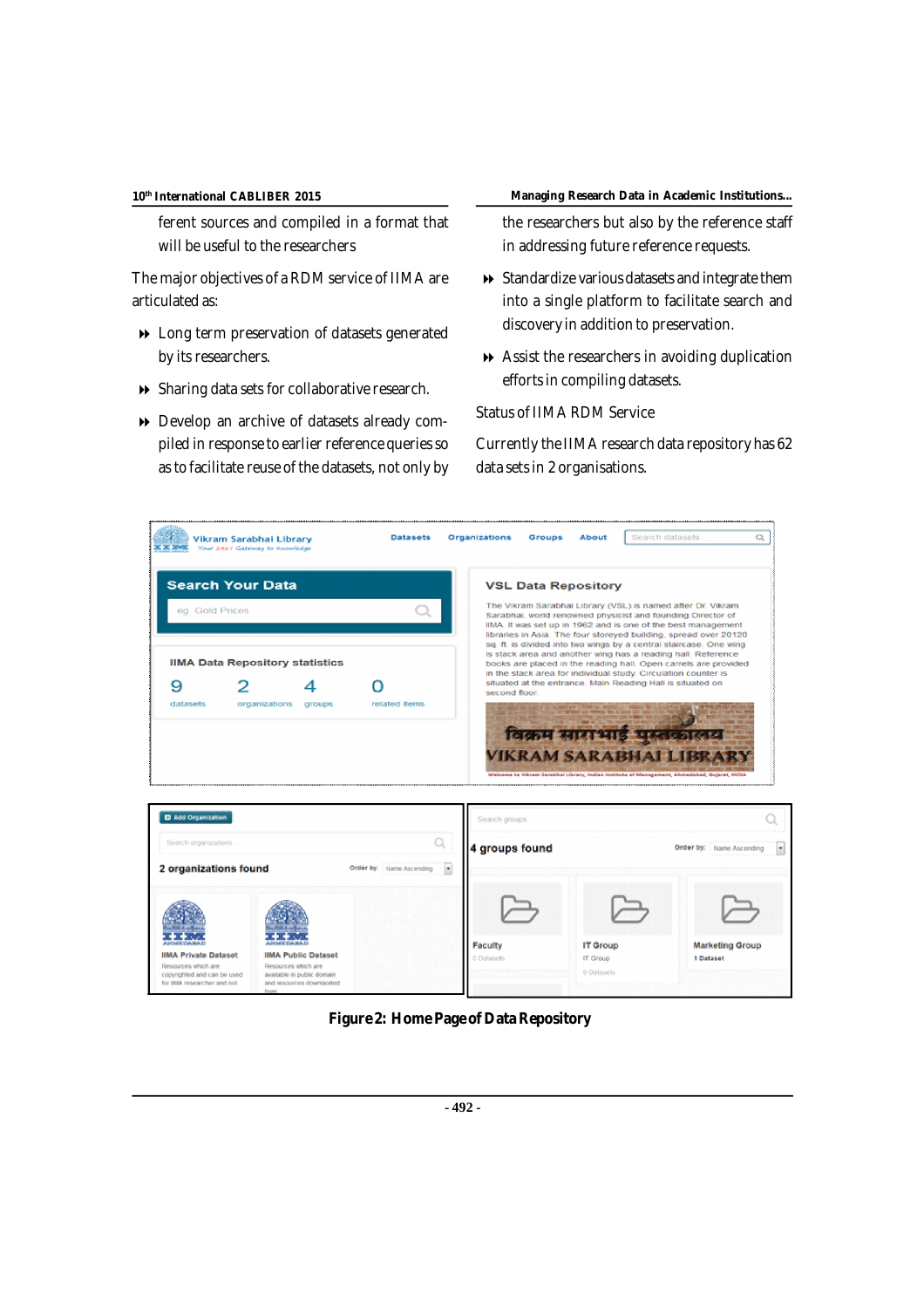ferent sources and compiled in a format that will be useful to the researchers

The major objectives of a RDM service of IIMA are articulated as:

- Long term preservation of datasets generated by its researchers.
- Sharing data sets for collaborative research.
- Develop an archive of datasets already compiled in response to earlier reference queries so as to facilitate reuse of the datasets, not only by the researchers but also by the reference staff in addressing future reference requests.
- Standardize various datasets and integrate them into a single platform to facilitate search and discovery in addition to preservation.
- Assist the researchers in avoiding duplication efforts in compiling datasets.

Status of IIMA RDM Service

Currently the IIMA research data repository has 62 data sets in 2 organisations.

**Figure 2: Home Page of Data Repository**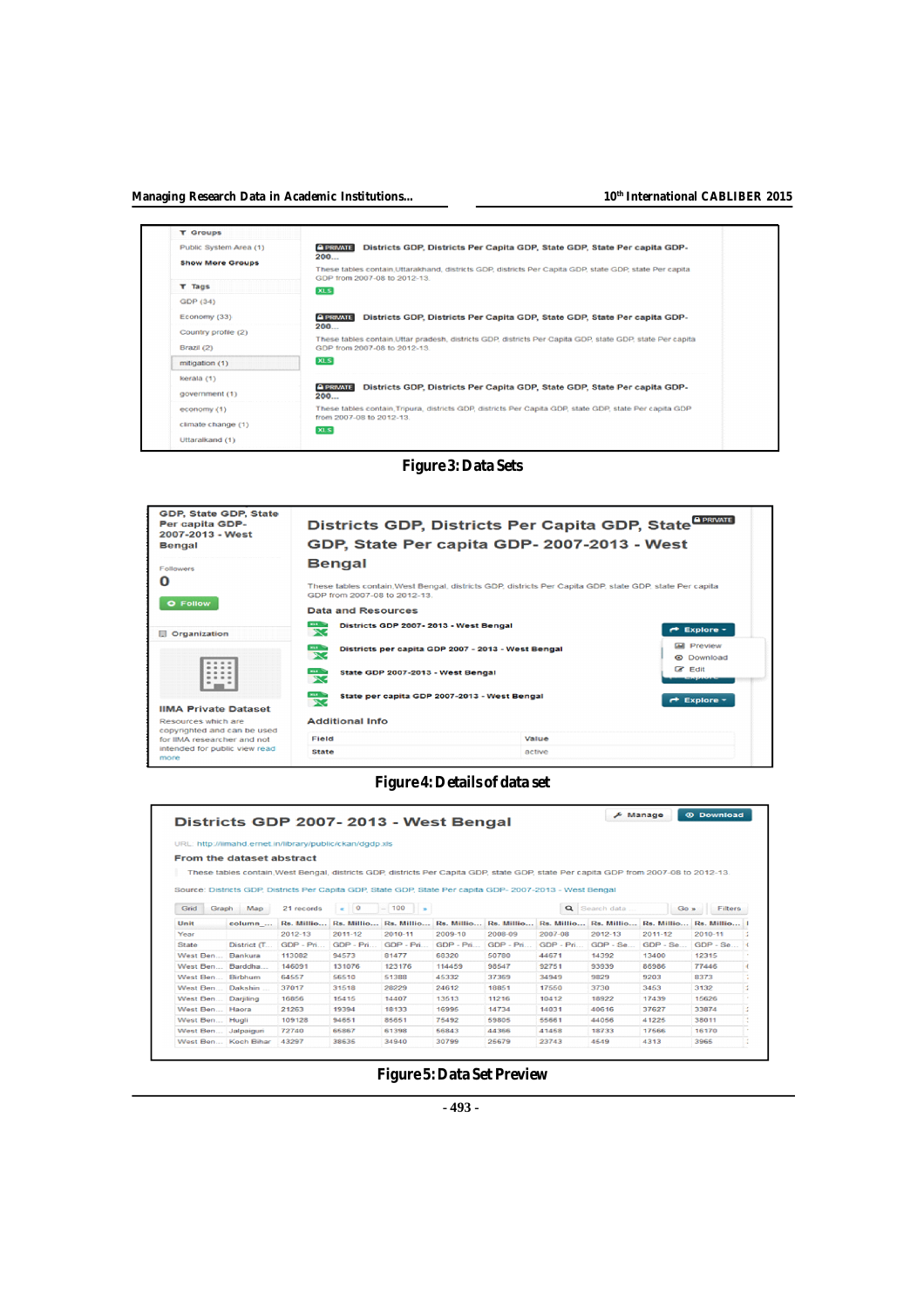**Figure 3: Data Sets**

**Figure 4: Details of data set**

**Figure 5: Data Set Preview**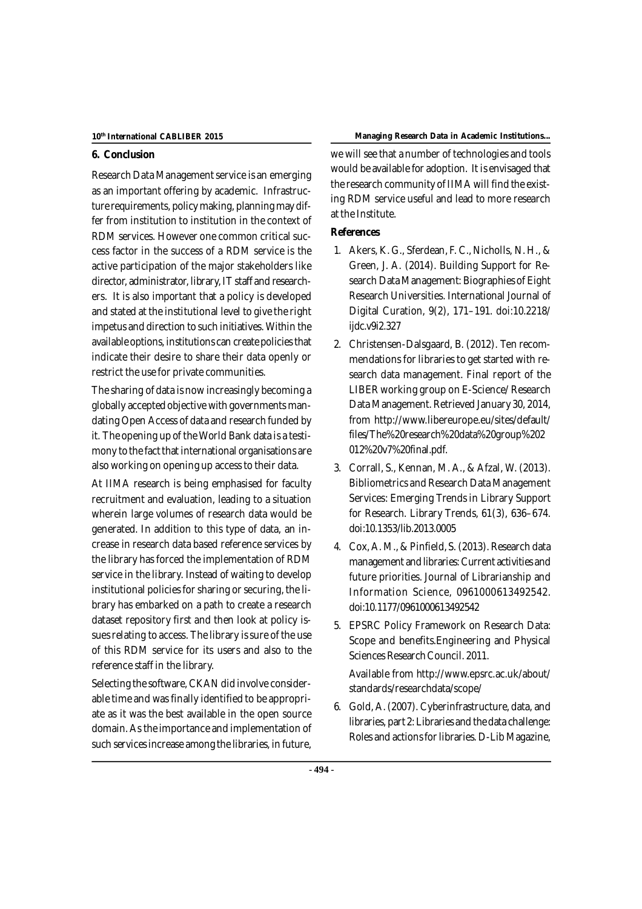## 6. Conclusion

Research Data Management service is an emerging as an important offering by academic. Infrastructure requirements, policy making, planning may differ from institution to institution in the context of RDM services. However one common critical success factor in the success of a RDM service is the active participation of the major stakeholders like director, administrator, library, IT staff and researchers. It is also important that a policy is developed and stated at the institutional level to give the right impetus and direction to such initiatives. Within the available options, institutions can create policies that indicate their desire to share their data openly or restrict the use for private communities.

The sharing of data is now increasingly becoming a globally accepted objective with governments mandating Open Access of data and research funded by it. The opening up of the World Bank data is a testimony to the fact that international organisations are also working on opening up access to their data.

At IIMA research is being emphasised for faculty recruitment and evaluation, leading to a situation wherein large volumes of research data would be generated. In addition to this type of data, an increase in research data based reference services by the library has forced the implementation of RDM service in the library. Instead of waiting to develop institutional policies for sharing or securing, the library has embarked on a path to create a research dataset repository first and then look at policy issues relating to access. The library is sure of the use of this RDM service for its users and also to the reference staff in the library.

Selecting the software, CKAN did involve considerable time and was finally identified to be appropriate as it was the best available in the open source domain. As the importance and implementation of such services increase among the libraries, in future, we will see that a number of technologies and tools would be available for adoption. It is envisaged that the research community of IIMA will find the existing RDM service useful and lead to more research at the Institute.

## References

1. Akers, K. G., Sferdean, F. C., Nicholls, N. H., & Green, J. A. (2014). Building Support for Research Data Management: Biographies of Eight Research Universities. International Journal of Digital Curation, 9(2), 171–191. doi:10.2218/ijdc.v9i2.327
2. Christensen-Dalsgaard, B. (2012). Ten recommendations for libraries to get started with research data management. Final report of the LIBER working group on E-Science/ Research Data Management. Retrieved January 30, 2014, from http://www.libereurope.eu/sites/default/files/The%20research%20data%20group%202012%20v7%20final.pdf.
3. Corrall, S., Kennan, M. A., & Afzal, W. (2013). Bibliometrics and Research Data Management Services: Emerging Trends in Library Support for Research. Library Trends, 61(3), 636–674. doi:10.1353/lib.2013.0005
4. Cox, A. M., & Pinfield, S. (2013). Research data management and libraries: Current activities and future priorities. Journal of Librarianship and Information Science, 0961000613492542. doi:10.1177/0961000613492542
5. EPSRC Policy Framework on Research Data: Scope and benefits.Engineering and Physical Sciences Research Council. 2011.

   Available from http://www.epsrc.ac.uk/about/standards/researchdata/scope/
6. Gold, A. (2007). Cyberinfrastructure, data, and libraries, part 2: Libraries and the data challenge: Roles and actions for libraries. D-Lib Magazine,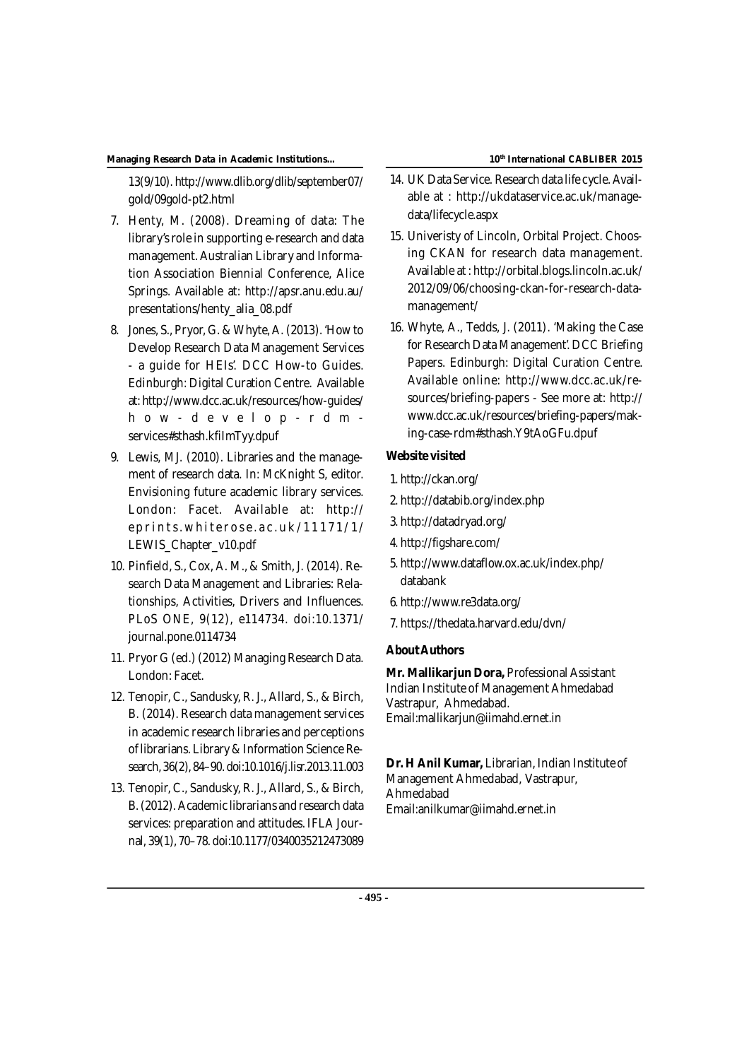13(9/10). http://www.dlib.org/dlib/september07/gold/09gold-pt2.html

7. Henty, M. (2008). Dreaming of data: The library's role in supporting e-research and data management. Australian Library and Information Association Biennial Conference, Alice Springs. Available at: http://apsr.anu.edu.au/presentations/henty_alia_08.pdf
8. Jones, S., Pryor, G. & Whyte, A. (2013). 'How to Develop Research Data Management Services - a guide for HEIs'. DCC How-to Guides. Edinburgh: Digital Curation Centre. Available at: http://www.dcc.ac.uk/resources/how-guides/how-develop-rdm-services#sthash.kfiImTyy.dpuf
9. Lewis, MJ. (2010). Libraries and the management of research data. In: McKnight S, editor. Envisioning future academic library services. London: Facet. Available at: http://eprints.whiterose.ac.uk/11171/1/LEWIS_Chapter_v10.pdf
10. Pinfield, S., Cox, A. M., & Smith, J. (2014). Research Data Management and Libraries: Relationships, Activities, Drivers and Influences. PLoS ONE, 9(12), e114734. doi:10.1371/journal.pone.0114734
11. Pryor G (ed.) (2012) Managing Research Data. London: Facet.
12. Tenopir, C., Sandusky, R. J., Allard, S., & Birch, B. (2014). Research data management services in academic research libraries and perceptions of librarians. Library & Information Science Research, 36(2), 84–90. doi:10.1016/j.lisr.2013.11.003
13. Tenopir, C., Sandusky, R. J., Allard, S., & Birch, B. (2012). Academic librarians and research data services: preparation and attitudes. IFLA Journal, 39(1), 70–78. doi:10.1177/0340035212473089
14. UK Data Service. Research data life cycle. Available at : http://ukdataservice.ac.uk/manage-data/lifecycle.aspx
15. Univeristy of Lincoln, Orbital Project. Choosing CKAN for research data management. Available at : http://orbital.blogs.lincoln.ac.uk/2012/09/06/choosing-ckan-for-research-data-management/
16. Whyte, A., Tedds, J. (2011). 'Making the Case for Research Data Management'. DCC Briefing Papers. Edinburgh: Digital Curation Centre. Available online: http://www.dcc.ac.uk/resources/briefing-papers - See more at: http://www.dcc.ac.uk/resources/briefing-papers/making-case-rdm#sthash.Y9tAoGFu.dpuf

## Website visited

1. http://ckan.org/
2. http://databib.org/index.php
3. http://datadryad.org/
4. http://figshare.com/
5. http://www.dataflow.ox.ac.uk/index.php/databank
6. http://www.re3data.org/
7. https://thedata.harvard.edu/dvn/

## About Authors

**Mr. Mallikarjun Dora,** Professional Assistant
Indian Institute of Management Ahmedabad
Vastrapur, Ahmedabad.
Email:mallikarjun@iimahd.ernet.in

**Dr. H Anil Kumar,** Librarian, Indian Institute of Management Ahmedabad, Vastrapur,
Ahmedabad
Email:anilkumar@iimahd.ernet.in